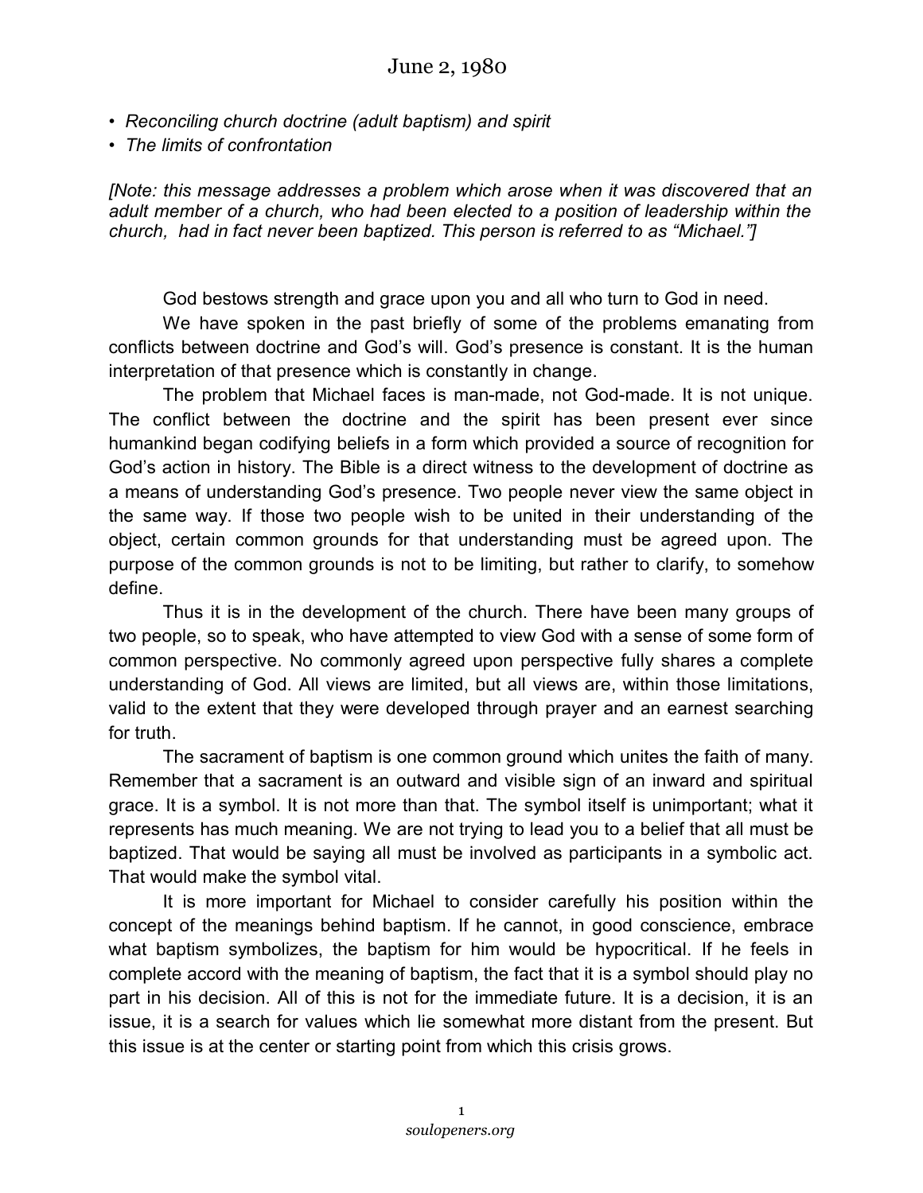# June 2, 1980

- *Reconciling church doctrine (adult baptism) and spirit*
- *The limits of confrontation*

*[Note: this message addresses a problem which arose when it was discovered that an adult member of a church, who had been elected to a position of leadership within the church, had in fact never been baptized. This person is referred to as "Michael."]*

God bestows strength and grace upon you and all who turn to God in need.

We have spoken in the past briefly of some of the problems emanating from conflicts between doctrine and God's will. God's presence is constant. It is the human interpretation of that presence which is constantly in change.

The problem that Michael faces is man-made, not God-made. It is not unique. The conflict between the doctrine and the spirit has been present ever since humankind began codifying beliefs in a form which provided a source of recognition for God's action in history. The Bible is a direct witness to the development of doctrine as a means of understanding God's presence. Two people never view the same object in the same way. If those two people wish to be united in their understanding of the object, certain common grounds for that understanding must be agreed upon. The purpose of the common grounds is not to be limiting, but rather to clarify, to somehow define.

Thus it is in the development of the church. There have been many groups of two people, so to speak, who have attempted to view God with a sense of some form of common perspective. No commonly agreed upon perspective fully shares a complete understanding of God. All views are limited, but all views are, within those limitations, valid to the extent that they were developed through prayer and an earnest searching for truth.

The sacrament of baptism is one common ground which unites the faith of many. Remember that a sacrament is an outward and visible sign of an inward and spiritual grace. It is a symbol. It is not more than that. The symbol itself is unimportant; what it represents has much meaning. We are not trying to lead you to a belief that all must be baptized. That would be saying all must be involved as participants in a symbolic act. That would make the symbol vital.

It is more important for Michael to consider carefully his position within the concept of the meanings behind baptism. If he cannot, in good conscience, embrace what baptism symbolizes, the baptism for him would be hypocritical. If he feels in complete accord with the meaning of baptism, the fact that it is a symbol should play no part in his decision. All of this is not for the immediate future. It is a decision, it is an issue, it is a search for values which lie somewhat more distant from the present. But this issue is at the center or starting point from which this crisis grows.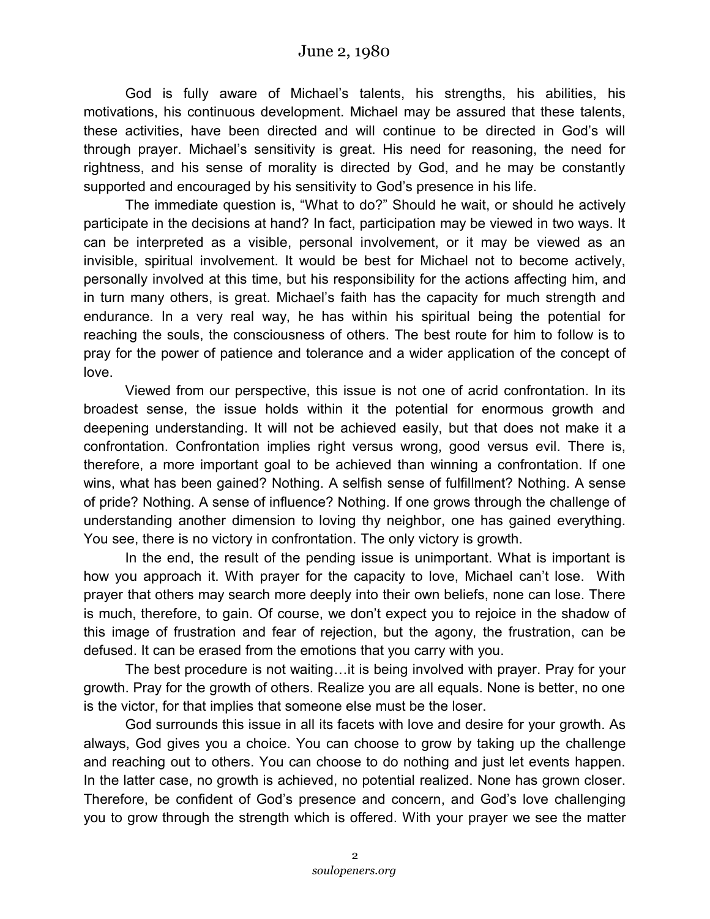June 2, 1980

God is fully aware of Michael's talents, his strengths, his abilities, his motivations, his continuous development. Michael may be assured that these talents, these activities, have been directed and will continue to be directed in God's will through prayer. Michael's sensitivity is great. His need for reasoning, the need for rightness, and his sense of morality is directed by God, and he may be constantly supported and encouraged by his sensitivity to God's presence in his life.

The immediate question is, "What to do?" Should he wait, or should he actively participate in the decisions at hand? In fact, participation may be viewed in two ways. It can be interpreted as a visible, personal involvement, or it may be viewed as an invisible, spiritual involvement. It would be best for Michael not to become actively, personally involved at this time, but his responsibility for the actions affecting him, and in turn many others, is great. Michael's faith has the capacity for much strength and endurance. In a very real way, he has within his spiritual being the potential for reaching the souls, the consciousness of others. The best route for him to follow is to pray for the power of patience and tolerance and a wider application of the concept of love.

Viewed from our perspective, this issue is not one of acrid confrontation. In its broadest sense, the issue holds within it the potential for enormous growth and deepening understanding. It will not be achieved easily, but that does not make it a confrontation. Confrontation implies right versus wrong, good versus evil. There is, therefore, a more important goal to be achieved than winning a confrontation. If one wins, what has been gained? Nothing. A selfish sense of fulfillment? Nothing. A sense of pride? Nothing. A sense of influence? Nothing. If one grows through the challenge of understanding another dimension to loving thy neighbor, one has gained everything. You see, there is no victory in confrontation. The only victory is growth.

In the end, the result of the pending issue is unimportant. What is important is how you approach it. With prayer for the capacity to love, Michael can't lose. With prayer that others may search more deeply into their own beliefs, none can lose. There is much, therefore, to gain. Of course, we don't expect you to rejoice in the shadow of this image of frustration and fear of rejection, but the agony, the frustration, can be defused. It can be erased from the emotions that you carry with you.

The best procedure is not waiting…it is being involved with prayer. Pray for your growth. Pray for the growth of others. Realize you are all equals. None is better, no one is the victor, for that implies that someone else must be the loser.

God surrounds this issue in all its facets with love and desire for your growth. As always, God gives you a choice. You can choose to grow by taking up the challenge and reaching out to others. You can choose to do nothing and just let events happen. In the latter case, no growth is achieved, no potential realized. None has grown closer. Therefore, be confident of God's presence and concern, and God's love challenging you to grow through the strength which is offered. With your prayer we see the matter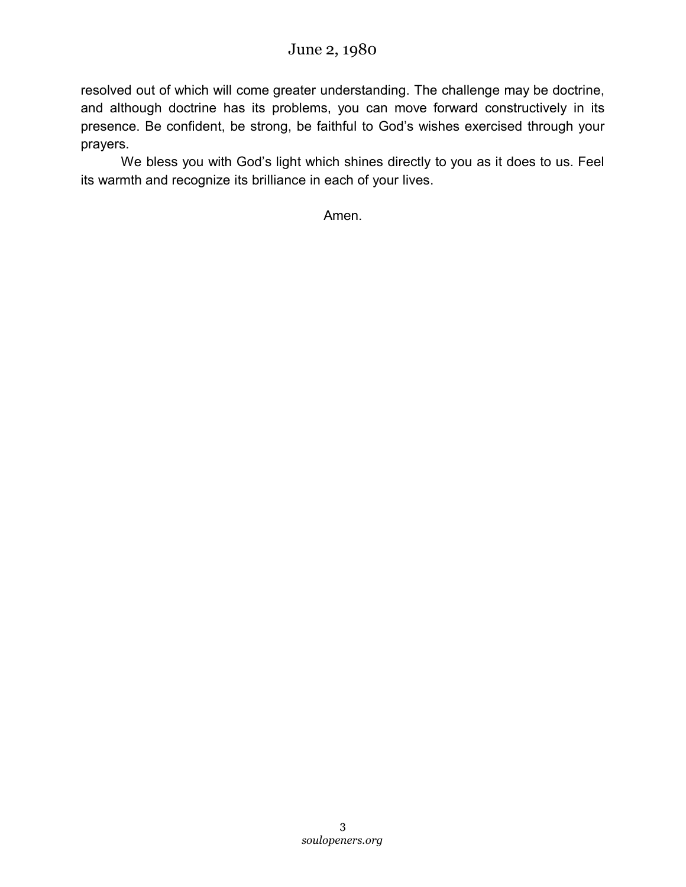resolved out of which will come greater understanding. The challenge may be doctrine, and although doctrine has its problems, you can move forward constructively in its presence. Be confident, be strong, be faithful to God's wishes exercised through your prayers.

We bless you with God's light which shines directly to you as it does to us. Feel its warmth and recognize its brilliance in each of your lives.

Amen.